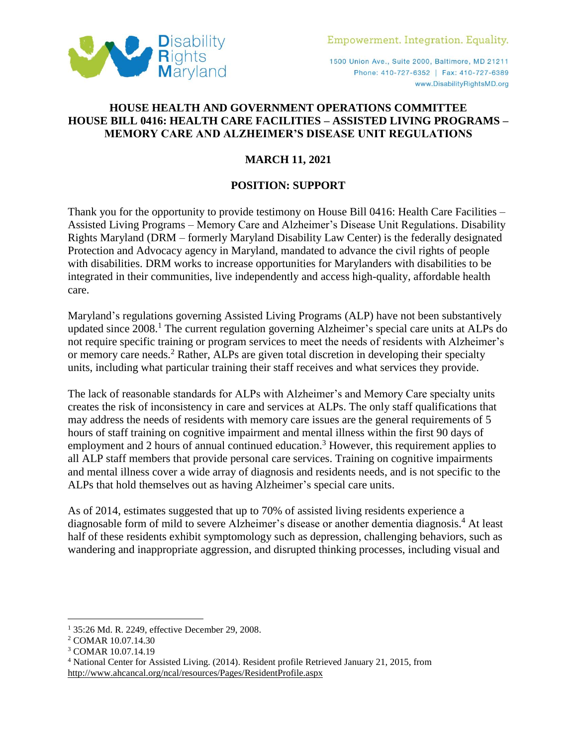Disability Rights Maryland

Empowerment. Integration. Equality.

1500 Union Ave., Suite 2000, Baltimore, MD 21211
Phone: 410-727-6352 | Fax: 410-727-6389
www.DisabilityRightsMD.org

**HOUSE HEALTH AND GOVERNMENT OPERATIONS COMMITTEE**
**HOUSE BILL 0416: HEALTH CARE FACILITIES – ASSISTED LIVING PROGRAMS – MEMORY CARE AND ALZHEIMER'S DISEASE UNIT REGULATIONS**

**MARCH 11, 2021**

**POSITION: SUPPORT**

Thank you for the opportunity to provide testimony on House Bill 0416: Health Care Facilities – Assisted Living Programs – Memory Care and Alzheimer's Disease Unit Regulations. Disability Rights Maryland (DRM – formerly Maryland Disability Law Center) is the federally designated Protection and Advocacy agency in Maryland, mandated to advance the civil rights of people with disabilities. DRM works to increase opportunities for Marylanders with disabilities to be integrated in their communities, live independently and access high-quality, affordable health care.

Maryland's regulations governing Assisted Living Programs (ALP) have not been substantively updated since 2008.[1] The current regulation governing Alzheimer's special care units at ALPs do not require specific training or program services to meet the needs of residents with Alzheimer's or memory care needs.[2] Rather, ALPs are given total discretion in developing their specialty units, including what particular training their staff receives and what services they provide.

The lack of reasonable standards for ALPs with Alzheimer's and Memory Care specialty units creates the risk of inconsistency in care and services at ALPs. The only staff qualifications that may address the needs of residents with memory care issues are the general requirements of 5 hours of staff training on cognitive impairment and mental illness within the first 90 days of employment and 2 hours of annual continued education.[3] However, this requirement applies to all ALP staff members that provide personal care services. Training on cognitive impairments and mental illness cover a wide array of diagnosis and residents needs, and is not specific to the ALPs that hold themselves out as having Alzheimer's special care units.

As of 2014, estimates suggested that up to 70% of assisted living residents experience a diagnosable form of mild to severe Alzheimer's disease or another dementia diagnosis.[4] At least half of these residents exhibit symptomology such as depression, challenging behaviors, such as wandering and inappropriate aggression, and disrupted thinking processes, including visual and

---

[1] 35:26 Md. R. 2249, effective December 29, 2008.
[2] COMAR 10.07.14.30
[3] COMAR 10.07.14.19
[4] National Center for Assisted Living. (2014). Resident profile Retrieved January 21, 2015, from http://www.ahcancal.org/ncal/resources/Pages/ResidentProfile.aspx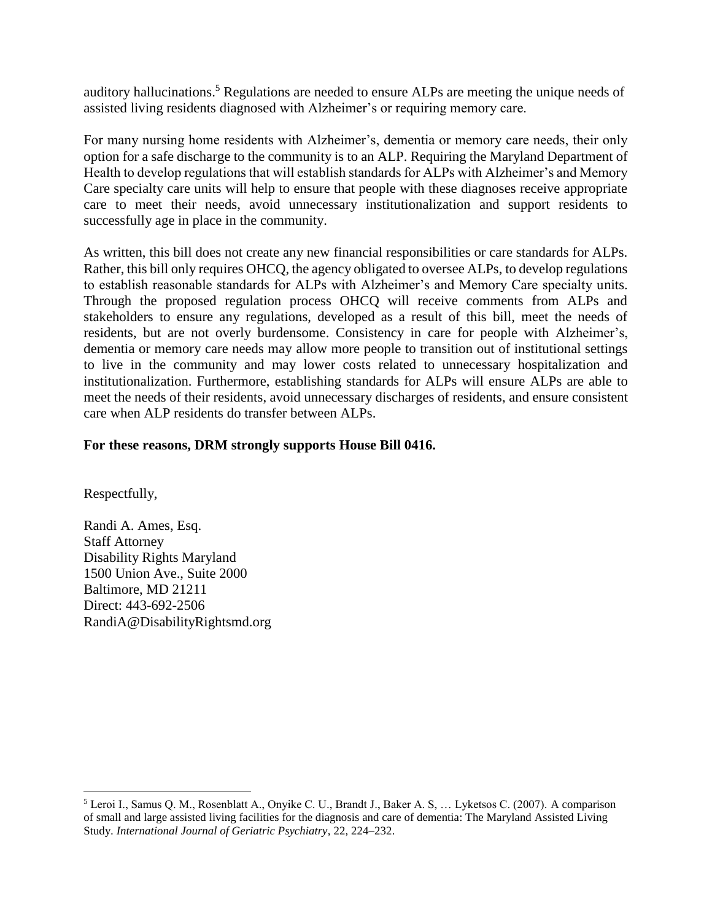auditory hallucinations.[5] Regulations are needed to ensure ALPs are meeting the unique needs of assisted living residents diagnosed with Alzheimer's or requiring memory care.

For many nursing home residents with Alzheimer's, dementia or memory care needs, their only option for a safe discharge to the community is to an ALP. Requiring the Maryland Department of Health to develop regulations that will establish standards for ALPs with Alzheimer's and Memory Care specialty care units will help to ensure that people with these diagnoses receive appropriate care to meet their needs, avoid unnecessary institutionalization and support residents to successfully age in place in the community.

As written, this bill does not create any new financial responsibilities or care standards for ALPs. Rather, this bill only requires OHCQ, the agency obligated to oversee ALPs, to develop regulations to establish reasonable standards for ALPs with Alzheimer's and Memory Care specialty units. Through the proposed regulation process OHCQ will receive comments from ALPs and stakeholders to ensure any regulations, developed as a result of this bill, meet the needs of residents, but are not overly burdensome. Consistency in care for people with Alzheimer's, dementia or memory care needs may allow more people to transition out of institutional settings to live in the community and may lower costs related to unnecessary hospitalization and institutionalization. Furthermore, establishing standards for ALPs will ensure ALPs are able to meet the needs of their residents, avoid unnecessary discharges of residents, and ensure consistent care when ALP residents do transfer between ALPs.

**For these reasons, DRM strongly supports House Bill 0416.**

Respectfully,

Randi A. Ames, Esq.
Staff Attorney
Disability Rights Maryland
1500 Union Ave., Suite 2000
Baltimore, MD 21211
Direct: 443-692-2506
RandiA@DisabilityRightsmd.org

---

[5] Leroi I., Samus Q. M., Rosenblatt A., Onyike C. U., Brandt J., Baker A. S, … Lyketsos C. (2007). A comparison of small and large assisted living facilities for the diagnosis and care of dementia: The Maryland Assisted Living Study. *International Journal of Geriatric Psychiatry*, 22, 224–232.